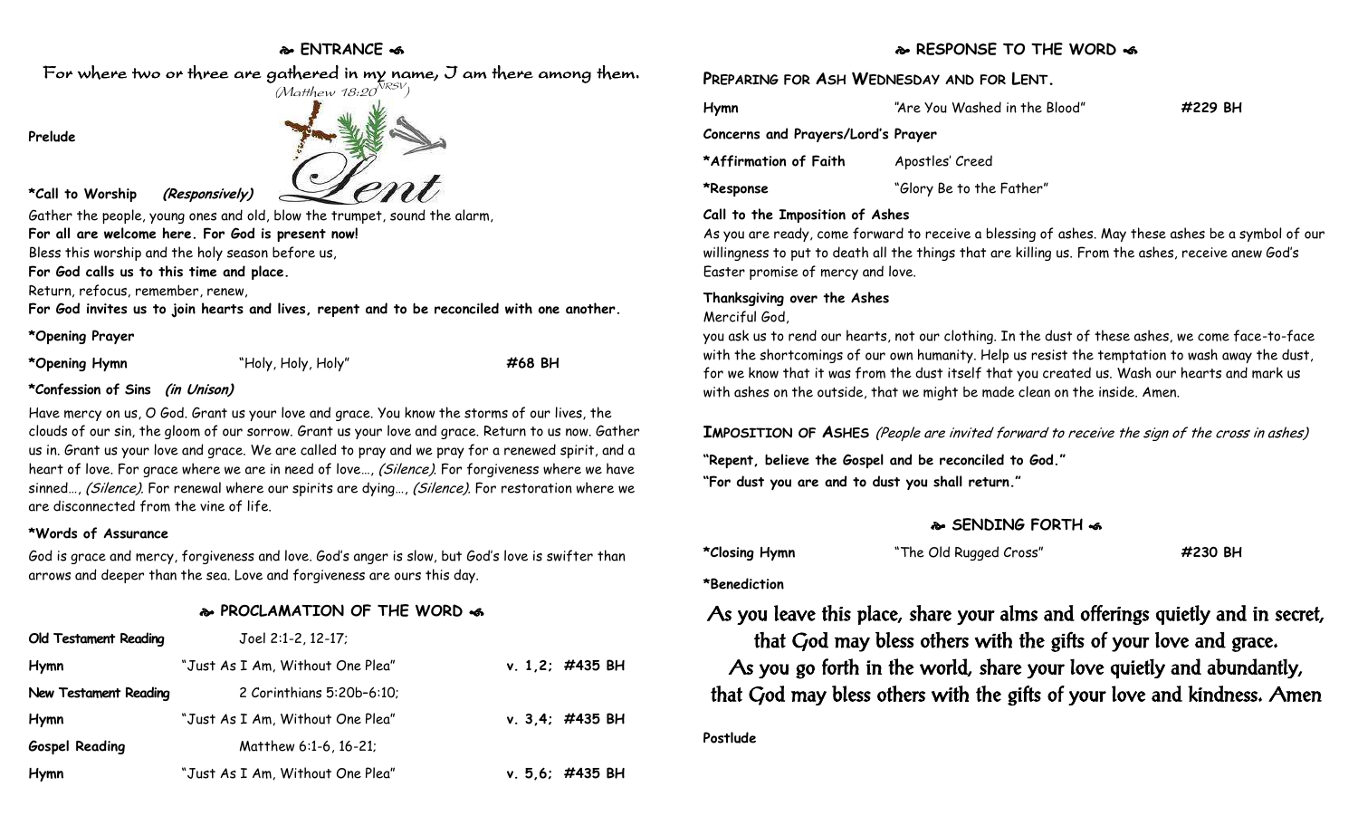## ❧ ENTRANCE ☙

For where two or three are gathered in my name, I am there among them.
(Matthew 18:20 NRSV)

**Prelude**

**\*Call to Worship** ***(Responsively)***

Gather the people, young ones and old, blow the trumpet, sound the alarm,
**For all are welcome here. For God is present now!**
Bless this worship and the holy season before us,
**For God calls us to this time and place.**
Return, refocus, remember, renew,
**For God invites us to join hearts and lives, repent and to be reconciled with one another.**

**\*Opening Prayer**

| | | |
|---|---|---|
| **\*Opening Hymn** | "Holy, Holy, Holy" | **#68 BH** |

**\*Confession of Sins** ***(in Unison)***

Have mercy on us, O God. Grant us your love and grace. You know the storms of our lives, the clouds of our sin, the gloom of our sorrow. Grant us your love and grace. Return to us now. Gather us in. Grant us your love and grace. We are called to pray and we pray for a renewed spirit, and a heart of love. For grace where we are in need of love…, *(Silence)*. For forgiveness where we have sinned…, *(Silence)*. For renewal where our spirits are dying…, *(Silence)*. For restoration where we are disconnected from the vine of life.

**\*Words of Assurance**

God is grace and mercy, forgiveness and love. God's anger is slow, but God's love is swifter than arrows and deeper than the sea. Love and forgiveness are ours this day.

## ❧ PROCLAMATION OF THE WORD ☙

| | | |
|---|---|---|
| **Old Testament Reading** | Joel 2:1-2, 12-17; | |
| **Hymn** | "Just As I Am, Without One Plea" | **v. 1,2; #435 BH** |
| **New Testament Reading** | 2 Corinthians 5:20b–6:10; | |
| **Hymn** | "Just As I Am, Without One Plea" | **v. 3,4; #435 BH** |
| **Gospel Reading** | Matthew 6:1-6, 16-21; | |
| **Hymn** | "Just As I Am, Without One Plea" | **v. 5,6; #435 BH** |

## ❧ RESPONSE TO THE WORD ☙

**PREPARING FOR ASH WEDNESDAY AND FOR LENT.**

| | | |
|---|---|---|
| **Hymn** | "Are You Washed in the Blood" | **#229 BH** |
| **Concerns and Prayers/Lord's Prayer** | | |
| **\*Affirmation of Faith** | Apostles' Creed | |
| **\*Response** | "Glory Be to the Father" | |

**Call to the Imposition of Ashes**

As you are ready, come forward to receive a blessing of ashes. May these ashes be a symbol of our willingness to put to death all the things that are killing us. From the ashes, receive anew God's Easter promise of mercy and love.

**Thanksgiving over the Ashes**

Merciful God,
you ask us to rend our hearts, not our clothing. In the dust of these ashes, we come face-to-face with the shortcomings of our own humanity. Help us resist the temptation to wash away the dust, for we know that it was from the dust itself that you created us. Wash our hearts and mark us with ashes on the outside, that we might be made clean on the inside. Amen.

**IMPOSITION OF ASHES** *(People are invited forward to receive the sign of the cross in ashes)*

**"Repent, believe the Gospel and be reconciled to God."**
**"For dust you are and to dust you shall return."**

## ❧ SENDING FORTH ☙

| | | |
|---|---|---|
| **\*Closing Hymn** | "The Old Rugged Cross" | **#230 BH** |

**\*Benediction**

As you leave this place, share your alms and offerings quietly and in secret, that God may bless others with the gifts of your love and grace.
As you go forth in the world, share your love quietly and abundantly, that God may bless others with the gifts of your love and kindness. Amen

**Postlude**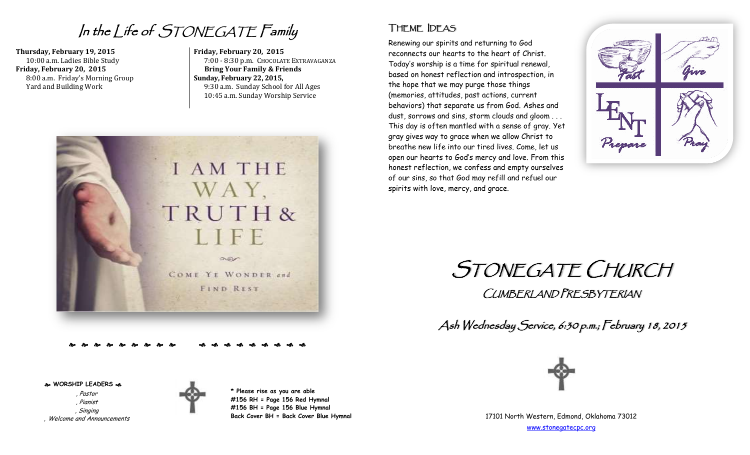# In the Life of STONEGATE Family

**Thursday, February 19, 2015**
10:00 a.m. Ladies Bible Study

**Friday, February 20, 2015**
8:00 a.m. Friday's Morning Group
Yard and Building Work

**Friday, February 20, 2015**
7:00 - 8:30 p.m. CHOCOLATE EXTRAVAGANZA
**Bring Your Family & Friends**

**Sunday, February 22, 2015,**
9:30 a.m. Sunday School for All Ages
10:45 a.m. Sunday Worship Service

I AM THE WAY, TRUTH & LIFE

COME YE WONDER and FIND REST

**WORSHIP LEADERS**

*, Pastor*
*, Pianist*
*, Singing*
*, Welcome and Announcements*

**\* Please rise as you are able**
**#156 RH = Page 156 Red Hymnal**
**#156 BH = Page 156 Blue Hymnal**
**Back Cover BH = Back Cover Blue Hymnal**

## THEME IDEAS

Renewing our spirits and returning to God reconnects our hearts to the heart of Christ. Today's worship is a time for spiritual renewal, based on honest reflection and introspection, in the hope that we may purge those things (memories, attitudes, past actions, current behaviors) that separate us from God. Ashes and dust, sorrows and sins, storm clouds and gloom . . . This day is often mantled with a sense of gray. Yet gray gives way to grace when we allow Christ to breathe new life into our tired lives. Come, let us open our hearts to God's mercy and love. From this honest reflection, we confess and empty ourselves of our sins, so that God may refill and refuel our spirits with love, mercy, and grace.

Fast — Give — LENT — Prepare — Pray

# STONEGATE CHURCH

## CUMBERLAND PRESBYTERIAN

### Ash Wednesday Service, 6:30 p.m.; February 18, 2015

17101 North Western, Edmond, Oklahoma 73012
www.stonegatecpc.org